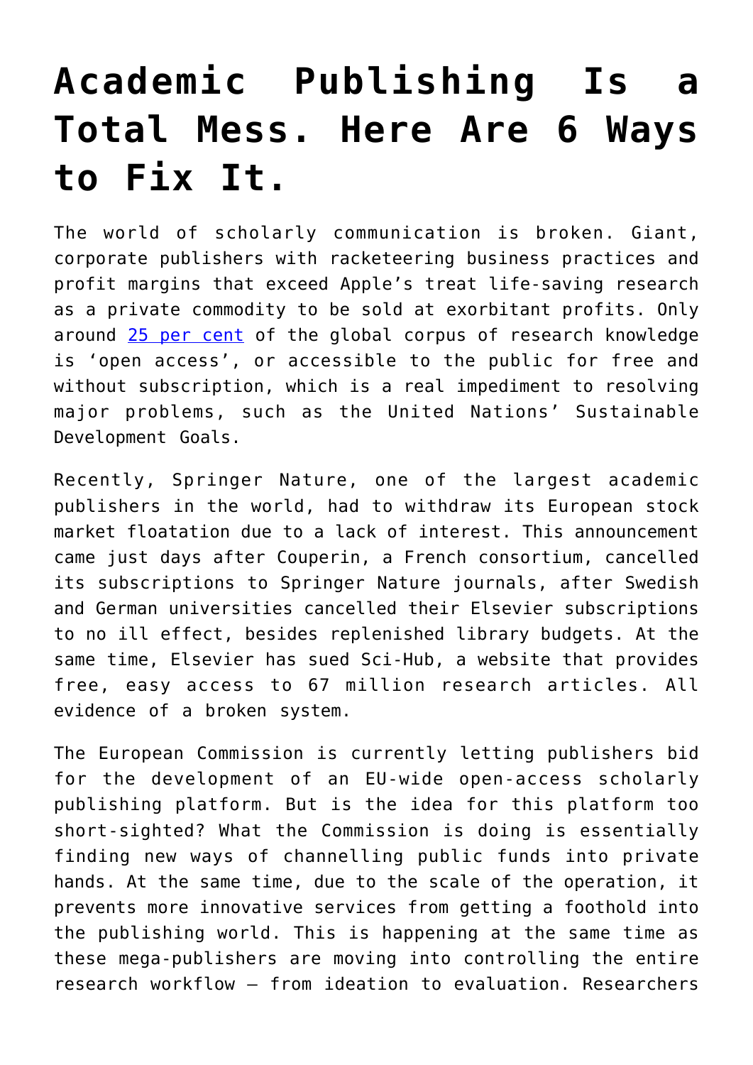# Academic Publishing Is a Total Mess. Here Are 6 Ways to Fix It.

The world of scholarly communication is broken. Giant, corporate publishers with racketeering business practices and profit margins that exceed Apple's treat life-saving research as a private commodity to be sold at exorbitant profits. Only around [25 per cent](#) of the global corpus of research knowledge is 'open access', or accessible to the public for free and without subscription, which is a real impediment to resolving major problems, such as the United Nations' Sustainable Development Goals.

Recently, Springer Nature, one of the largest academic publishers in the world, had to withdraw its European stock market floatation due to a lack of interest. This announcement came just days after Couperin, a French consortium, cancelled its subscriptions to Springer Nature journals, after Swedish and German universities cancelled their Elsevier subscriptions to no ill effect, besides replenished library budgets. At the same time, Elsevier has sued Sci-Hub, a website that provides free, easy access to 67 million research articles. All evidence of a broken system.

The European Commission is currently letting publishers bid for the development of an EU-wide open-access scholarly publishing platform. But is the idea for this platform too short-sighted? What the Commission is doing is essentially finding new ways of channelling public funds into private hands. At the same time, due to the scale of the operation, it prevents more innovative services from getting a foothold into the publishing world. This is happening at the same time as these mega-publishers are moving into controlling the entire research workflow – from ideation to evaluation. Researchers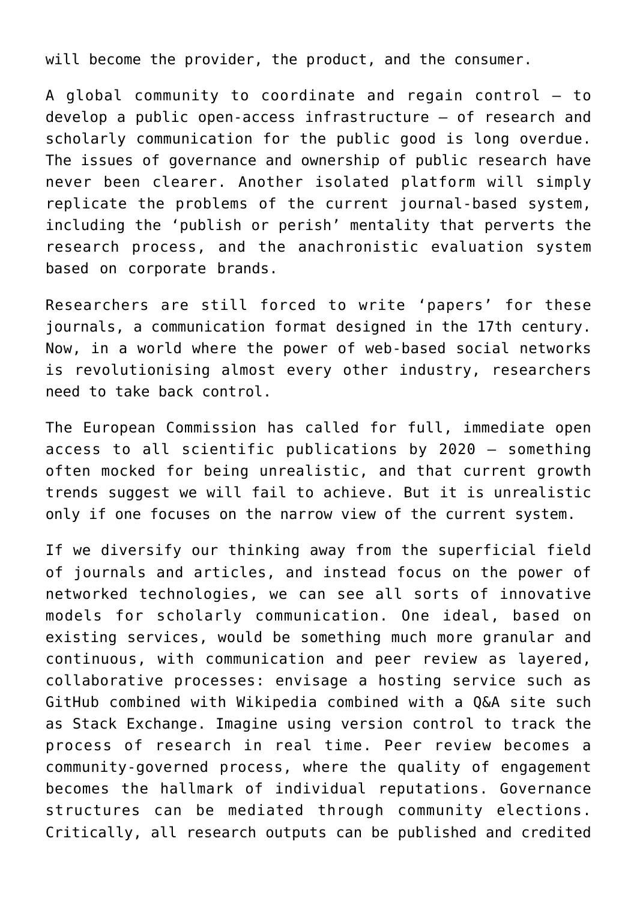will become the provider, the product, and the consumer.

A global community to coordinate and regain control – to develop a public open-access infrastructure – of research and scholarly communication for the public good is long overdue. The issues of governance and ownership of public research have never been clearer. Another isolated platform will simply replicate the problems of the current journal-based system, including the 'publish or perish' mentality that perverts the research process, and the anachronistic evaluation system based on corporate brands.

Researchers are still forced to write 'papers' for these journals, a communication format designed in the 17th century. Now, in a world where the power of web-based social networks is revolutionising almost every other industry, researchers need to take back control.

The European Commission has called for full, immediate open access to all scientific publications by 2020 – something often mocked for being unrealistic, and that current growth trends suggest we will fail to achieve. But it is unrealistic only if one focuses on the narrow view of the current system.

If we diversify our thinking away from the superficial field of journals and articles, and instead focus on the power of networked technologies, we can see all sorts of innovative models for scholarly communication. One ideal, based on existing services, would be something much more granular and continuous, with communication and peer review as layered, collaborative processes: envisage a hosting service such as GitHub combined with Wikipedia combined with a Q&A site such as Stack Exchange. Imagine using version control to track the process of research in real time. Peer review becomes a community-governed process, where the quality of engagement becomes the hallmark of individual reputations. Governance structures can be mediated through community elections. Critically, all research outputs can be published and credited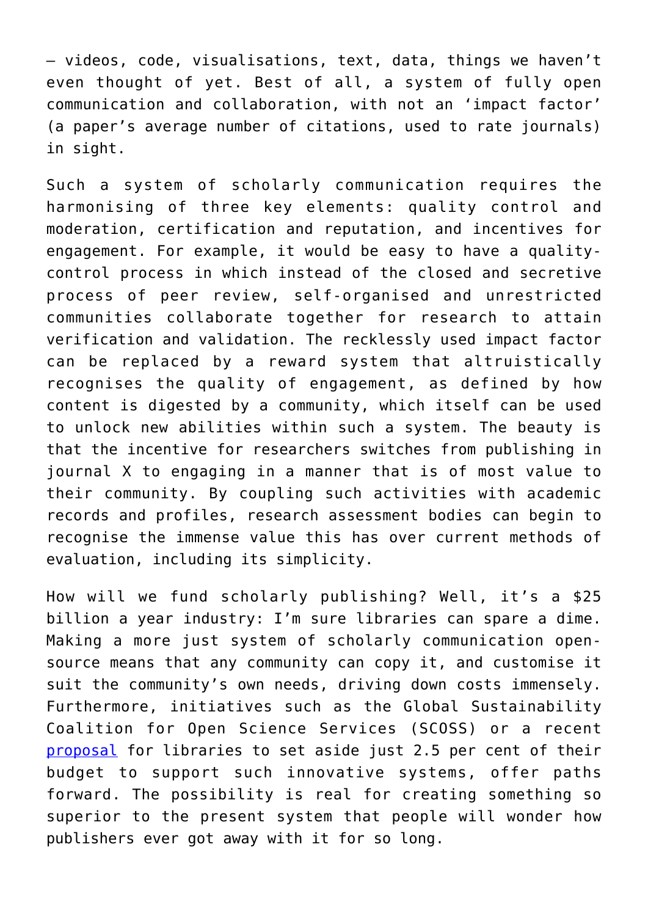– videos, code, visualisations, text, data, things we haven't even thought of yet. Best of all, a system of fully open communication and collaboration, with not an 'impact factor' (a paper's average number of citations, used to rate journals) in sight.

Such a system of scholarly communication requires the harmonising of three key elements: quality control and moderation, certification and reputation, and incentives for engagement. For example, it would be easy to have a quality-control process in which instead of the closed and secretive process of peer review, self-organised and unrestricted communities collaborate together for research to attain verification and validation. The recklessly used impact factor can be replaced by a reward system that altruistically recognises the quality of engagement, as defined by how content is digested by a community, which itself can be used to unlock new abilities within such a system. The beauty is that the incentive for researchers switches from publishing in journal X to engaging in a manner that is of most value to their community. By coupling such activities with academic records and profiles, research assessment bodies can begin to recognise the immense value this has over current methods of evaluation, including its simplicity.

How will we fund scholarly publishing? Well, it's a $25 billion a year industry: I'm sure libraries can spare a dime. Making a more just system of scholarly communication open-source means that any community can copy it, and customise it suit the community's own needs, driving down costs immensely. Furthermore, initiatives such as the Global Sustainability Coalition for Open Science Services (SCOSS) or a recent proposal for libraries to set aside just 2.5 per cent of their budget to support such innovative systems, offer paths forward. The possibility is real for creating something so superior to the present system that people will wonder how publishers ever got away with it for so long.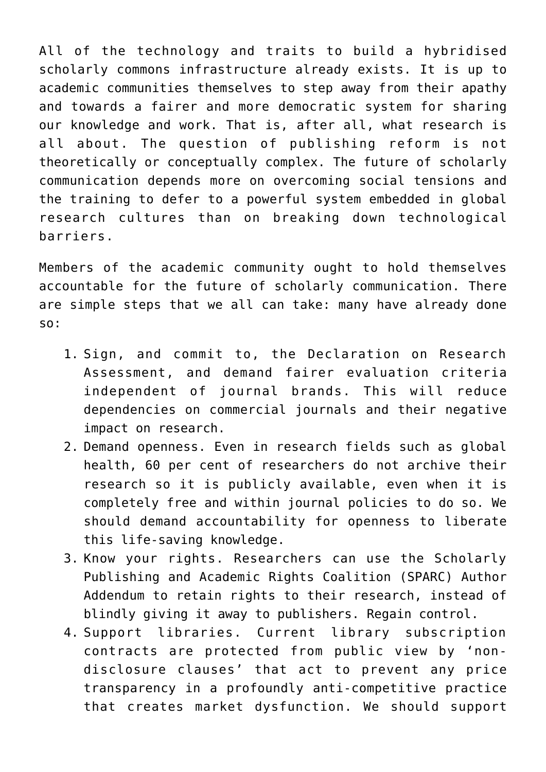All of the technology and traits to build a hybridised scholarly commons infrastructure already exists. It is up to academic communities themselves to step away from their apathy and towards a fairer and more democratic system for sharing our knowledge and work. That is, after all, what research is all about. The question of publishing reform is not theoretically or conceptually complex. The future of scholarly communication depends more on overcoming social tensions and the training to defer to a powerful system embedded in global research cultures than on breaking down technological barriers.

Members of the academic community ought to hold themselves accountable for the future of scholarly communication. There are simple steps that we all can take: many have already done so:

1. Sign, and commit to, the Declaration on Research Assessment, and demand fairer evaluation criteria independent of journal brands. This will reduce dependencies on commercial journals and their negative impact on research.
2. Demand openness. Even in research fields such as global health, 60 per cent of researchers do not archive their research so it is publicly available, even when it is completely free and within journal policies to do so. We should demand accountability for openness to liberate this life-saving knowledge.
3. Know your rights. Researchers can use the Scholarly Publishing and Academic Rights Coalition (SPARC) Author Addendum to retain rights to their research, instead of blindly giving it away to publishers. Regain control.
4. Support libraries. Current library subscription contracts are protected from public view by 'non-disclosure clauses' that act to prevent any price transparency in a profoundly anti-competitive practice that creates market dysfunction. We should support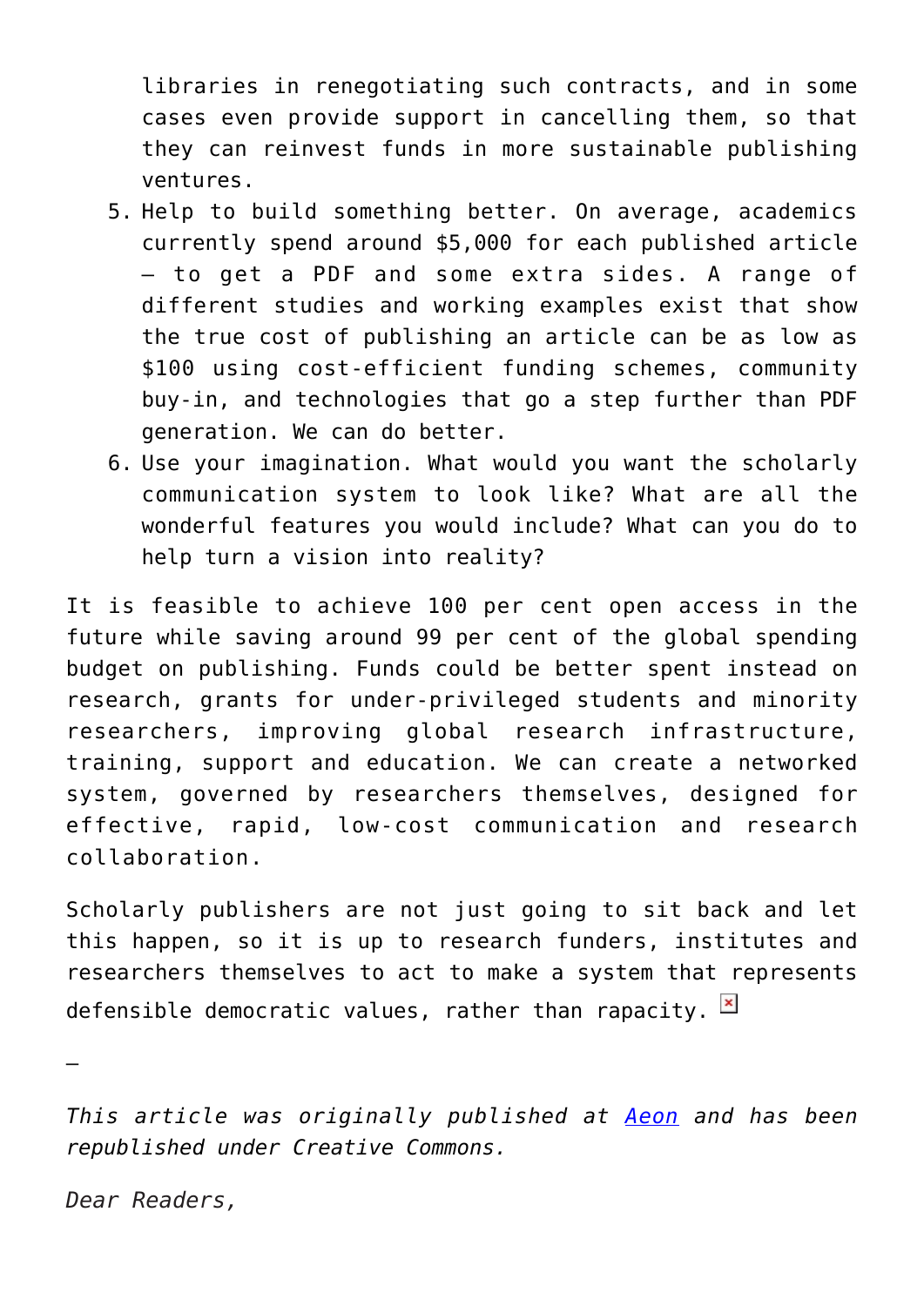libraries in renegotiating such contracts, and in some cases even provide support in cancelling them, so that they can reinvest funds in more sustainable publishing ventures.

5. Help to build something better. On average, academics currently spend around $5,000 for each published article – to get a PDF and some extra sides. A range of different studies and working examples exist that show the true cost of publishing an article can be as low as $100 using cost-efficient funding schemes, community buy-in, and technologies that go a step further than PDF generation. We can do better.
6. Use your imagination. What would you want the scholarly communication system to look like? What are all the wonderful features you would include? What can you do to help turn a vision into reality?

It is feasible to achieve 100 per cent open access in the future while saving around 99 per cent of the global spending budget on publishing. Funds could be better spent instead on research, grants for under-privileged students and minority researchers, improving global research infrastructure, training, support and education. We can create a networked system, governed by researchers themselves, designed for effective, rapid, low-cost communication and research collaboration.

Scholarly publishers are not just going to sit back and let this happen, so it is up to research funders, institutes and researchers themselves to act to make a system that represents defensible democratic values, rather than rapacity.

–

*This article was originally published at [Aeon](https://aeon.co) and has been republished under Creative Commons.*

*Dear Readers,*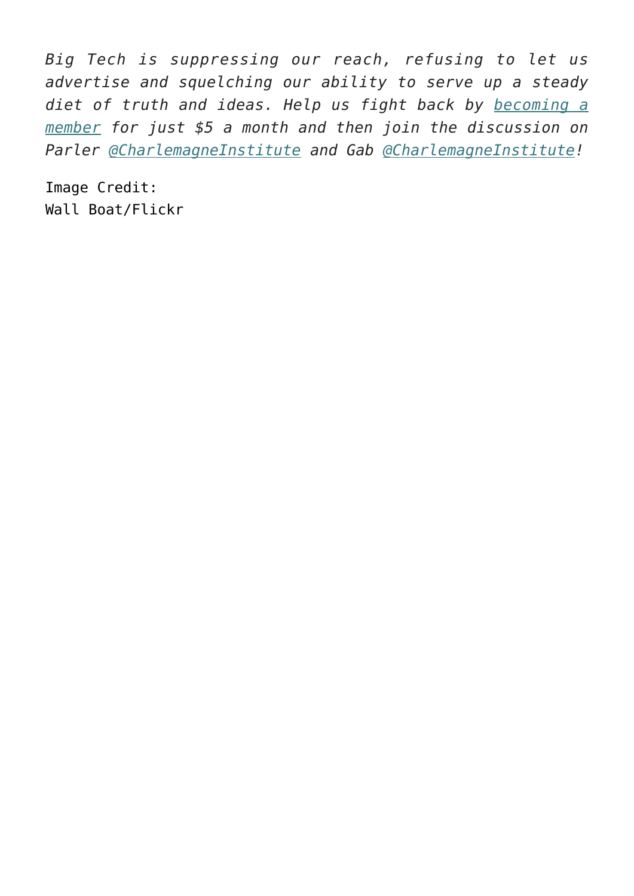*Big Tech is suppressing our reach, refusing to let us advertise and squelching our ability to serve up a steady diet of truth and ideas. Help us fight back by [becoming a member]() for just $5 a month and then join the discussion on Parler [@CharlemagneInstitute]() and Gab [@CharlemagneInstitute]()!*

Image Credit:
Wall Boat/Flickr